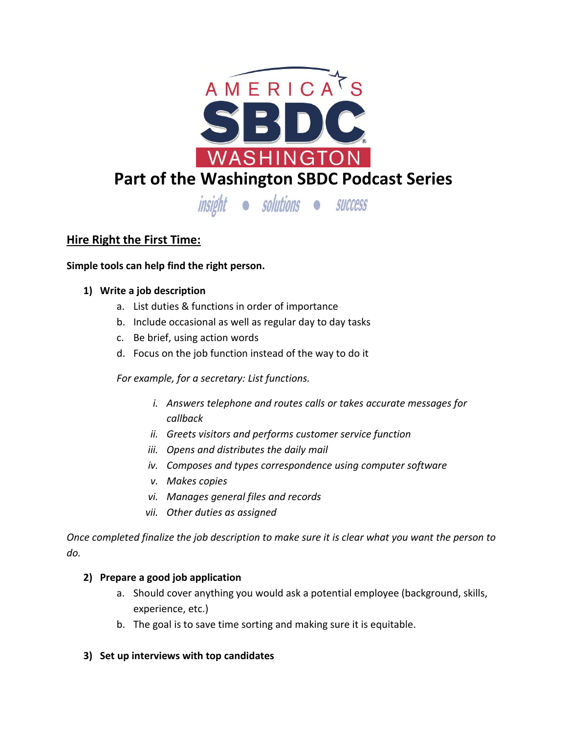AMERICA'S SBDC WASHINGTON

# Part of the Washington SBDC Podcast Series

insight • solutions • success

## Hire Right the First Time:

**Simple tools can help find the right person.**

1) **Write a job description**
    a. List duties & functions in order of importance
    b. Include occasional as well as regular day to day tasks
    c. Be brief, using action words
    d. Focus on the job function instead of the way to do it

    *For example, for a secretary: List functions.*

    i. *Answers telephone and routes calls or takes accurate messages for callback*
    ii. *Greets visitors and performs customer service function*
    iii. *Opens and distributes the daily mail*
    iv. *Composes and types correspondence using computer software*
    v. *Makes copies*
    vi. *Manages general files and records*
    vii. *Other duties as assigned*

*Once completed finalize the job description to make sure it is clear what you want the person to do.*

2) **Prepare a good job application**
    a. Should cover anything you would ask a potential employee (background, skills, experience, etc.)
    b. The goal is to save time sorting and making sure it is equitable.

3) **Set up interviews with top candidates**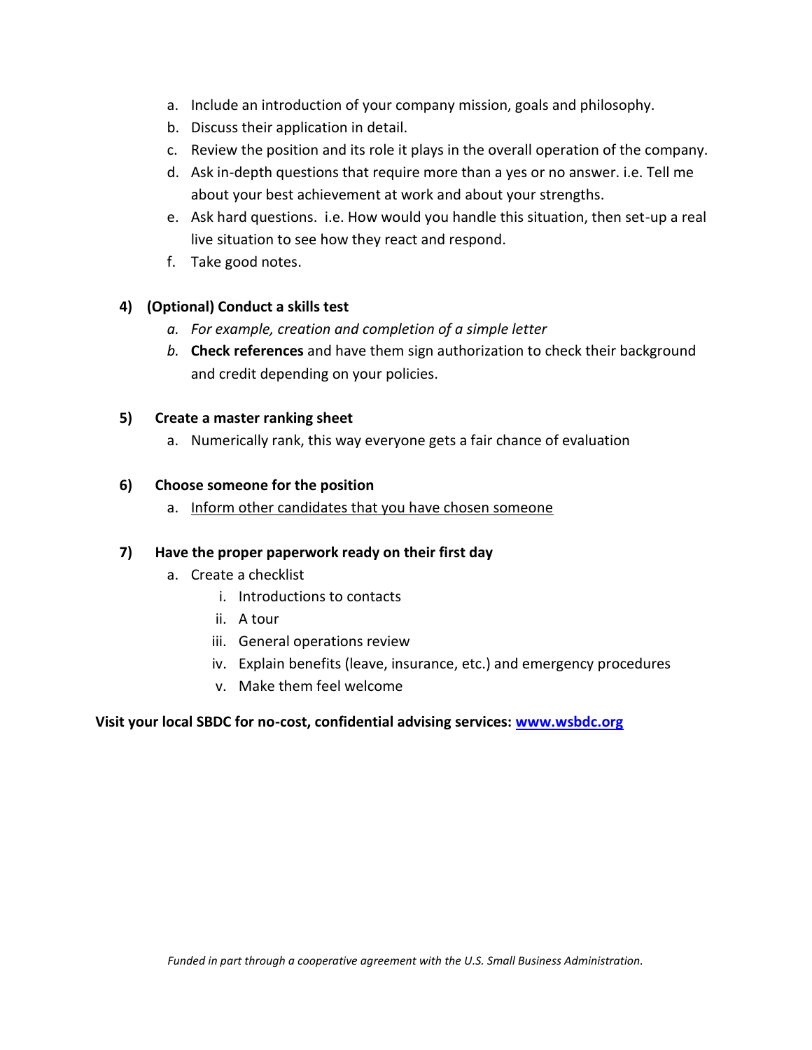a. Include an introduction of your company mission, goals and philosophy.
b. Discuss their application in detail.
c. Review the position and its role it plays in the overall operation of the company.
d. Ask in-depth questions that require more than a yes or no answer. i.e. Tell me about your best achievement at work and about your strengths.
e. Ask hard questions. i.e. How would you handle this situation, then set-up a real live situation to see how they react and respond.
f. Take good notes.

**4) (Optional) Conduct a skills test**

*a. For example, creation and completion of a simple letter*

*b.* **Check references** and have them sign authorization to check their background and credit depending on your policies.

**5) Create a master ranking sheet**

a. Numerically rank, this way everyone gets a fair chance of evaluation

**6) Choose someone for the position**

a. Inform other candidates that you have chosen someone

**7) Have the proper paperwork ready on their first day**

a. Create a checklist
   i. Introductions to contacts
   ii. A tour
   iii. General operations review
   iv. Explain benefits (leave, insurance, etc.) and emergency procedures
   v. Make them feel welcome

**Visit your local SBDC for no-cost, confidential advising services: [www.wsbdc.org](http://www.wsbdc.org)**

*Funded in part through a cooperative agreement with the U.S. Small Business Administration.*